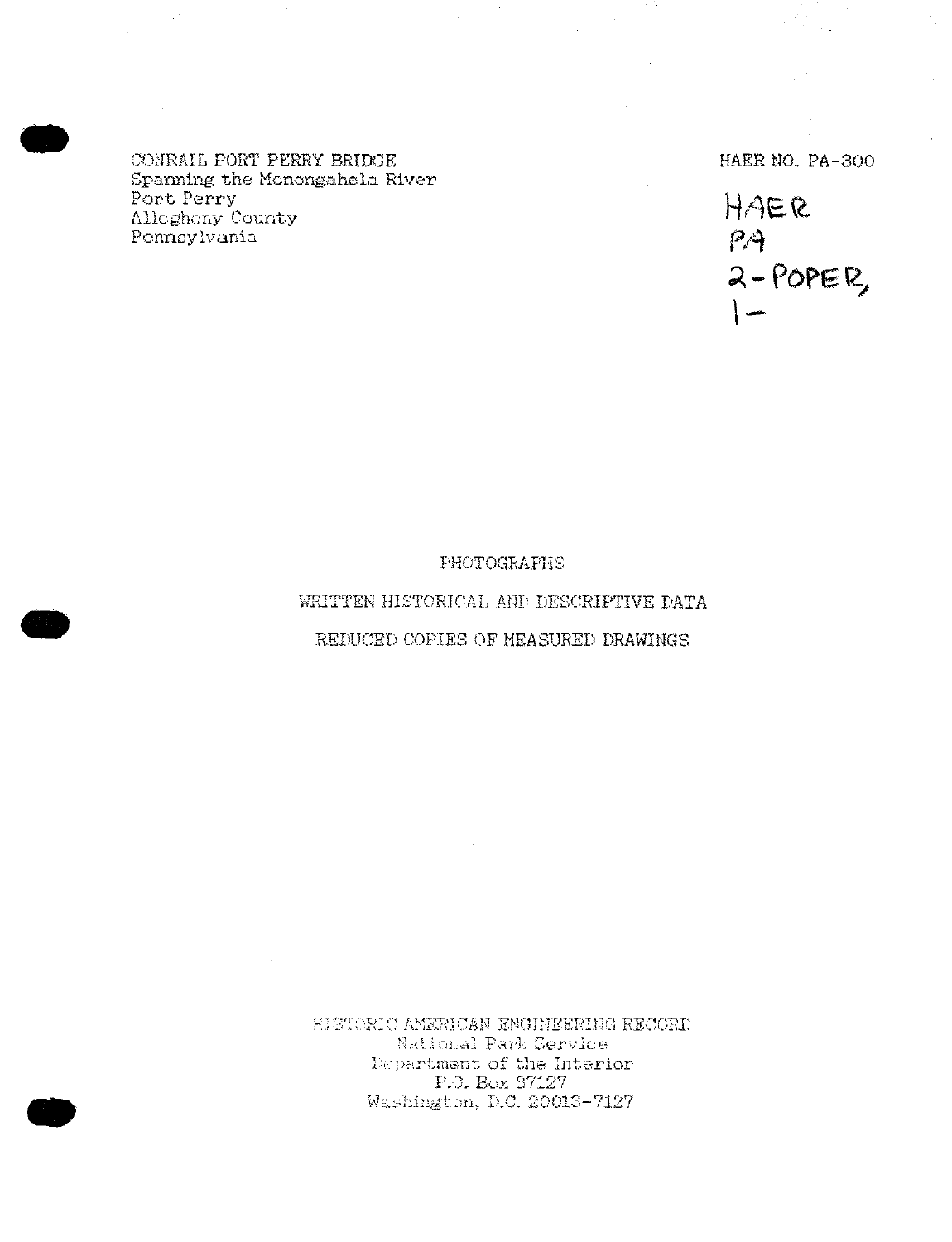CONRAIL PORT PERRY BRIDGE
Spanning the Monongahela River
Port Perry
Allegheny County
Pennsylvania

HAER NO. PA-300

HAER
PA
2-POPER,
1-

PHOTOGRAPHS

WRITTEN HISTORICAL AND DESCRIPTIVE DATA

REDUCED COPIES OF MEASURED DRAWINGS

HISTORIC AMERICAN ENGINEERING RECORD
National Park Service
Department of the Interior
P.O. Box 37127
Washington, D.C. 20013-7127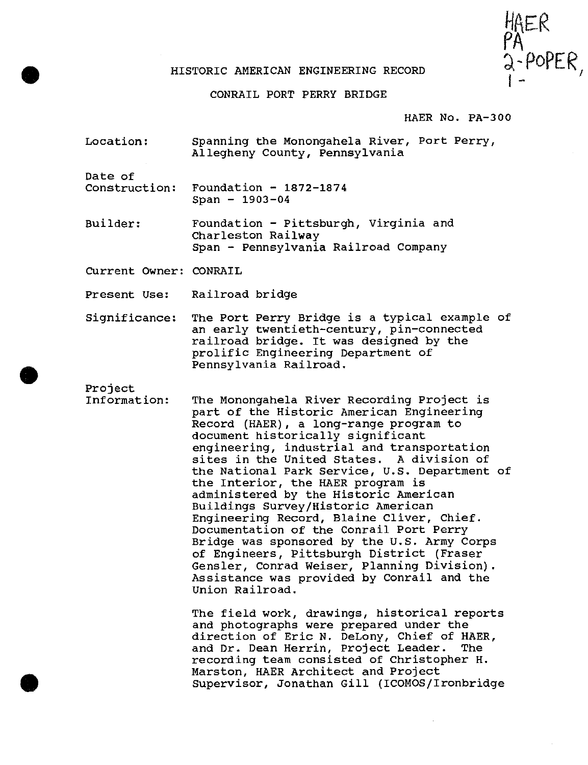HAER
PA
2-POPER,
1-

# HISTORIC AMERICAN ENGINEERING RECORD

## CONRAIL PORT PERRY BRIDGE

HAER No. PA-300

**Location:** Spanning the Monongahela River, Port Perry, Allegheny County, Pennsylvania

**Date of Construction:** Foundation - 1872-1874
Span - 1903-04

**Builder:** Foundation - Pittsburgh, Virginia and Charleston Railway
Span - Pennsylvania Railroad Company

**Current Owner:** CONRAIL

**Present Use:** Railroad bridge

**Significance:** The Port Perry Bridge is a typical example of an early twentieth-century, pin-connected railroad bridge. It was designed by the prolific Engineering Department of Pennsylvania Railroad.

**Project Information:** The Monongahela River Recording Project is part of the Historic American Engineering Record (HAER), a long-range program to document historically significant engineering, industrial and transportation sites in the United States. A division of the National Park Service, U.S. Department of the Interior, the HAER program is administered by the Historic American Buildings Survey/Historic American Engineering Record, Blaine Cliver, Chief. Documentation of the Conrail Port Perry Bridge was sponsored by the U.S. Army Corps of Engineers, Pittsburgh District (Fraser Gensler, Conrad Weiser, Planning Division). Assistance was provided by Conrail and the Union Railroad.

The field work, drawings, historical reports and photographs were prepared under the direction of Eric N. DeLony, Chief of HAER, and Dr. Dean Herrin, Project Leader. The recording team consisted of Christopher H. Marston, HAER Architect and Project Supervisor, Jonathan Gill (ICOMOS/Ironbridge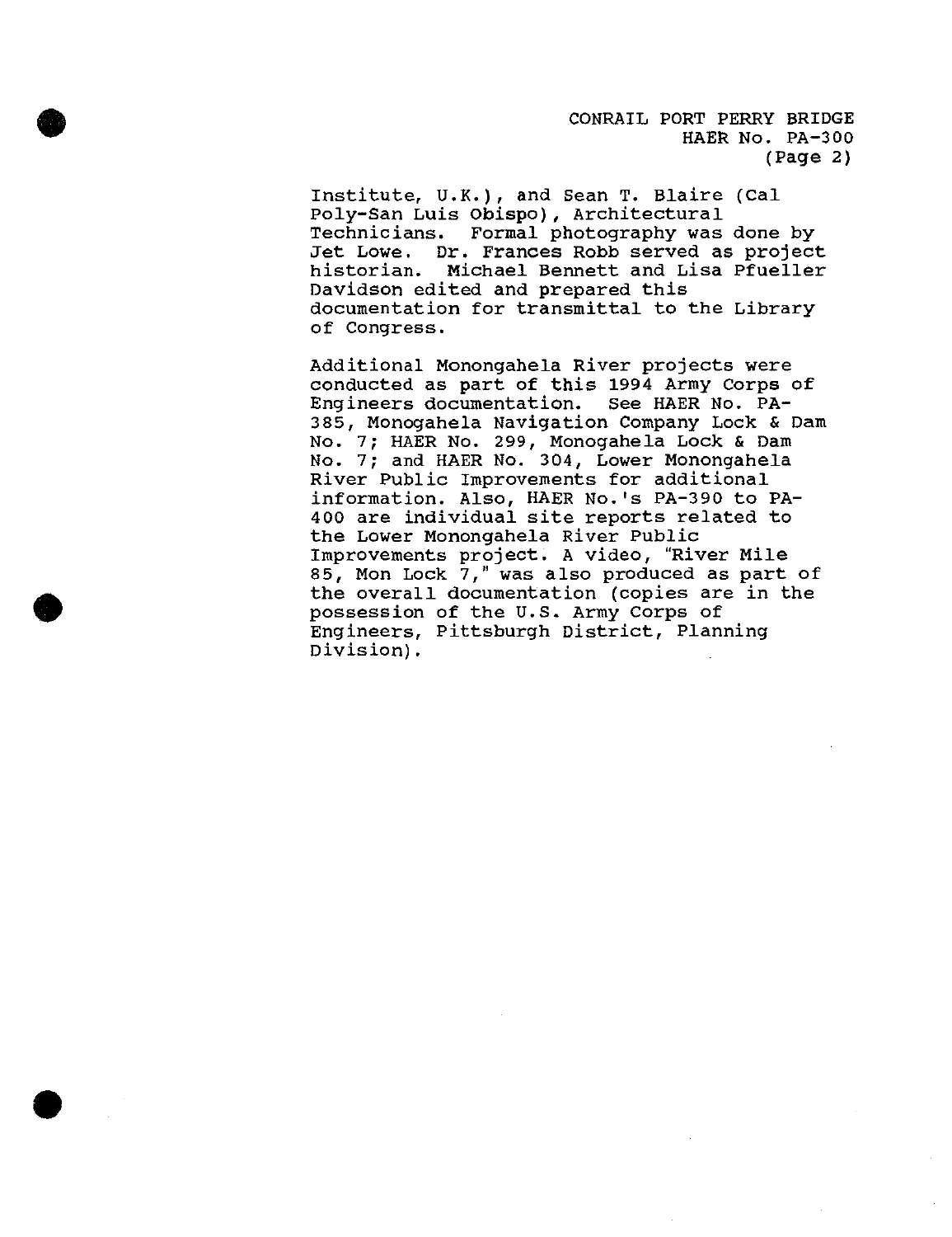Institute, U.K.), and Sean T. Blaire (Cal Poly-San Luis Obispo), Architectural Technicians. Formal photography was done by Jet Lowe. Dr. Frances Robb served as project historian. Michael Bennett and Lisa Pfueller Davidson edited and prepared this documentation for transmittal to the Library of Congress.

Additional Monongahela River projects were conducted as part of this 1994 Army Corps of Engineers documentation. See HAER No. PA-385, Monogahela Navigation Company Lock & Dam No. 7; HAER No. 299, Monogahela Lock & Dam No. 7; and HAER No. 304, Lower Monongahela River Public Improvements for additional information. Also, HAER No.'s PA-390 to PA-400 are individual site reports related to the Lower Monongahela River Public Improvements project. A video, "River Mile 85, Mon Lock 7," was also produced as part of the overall documentation (copies are in the possession of the U.S. Army Corps of Engineers, Pittsburgh District, Planning Division).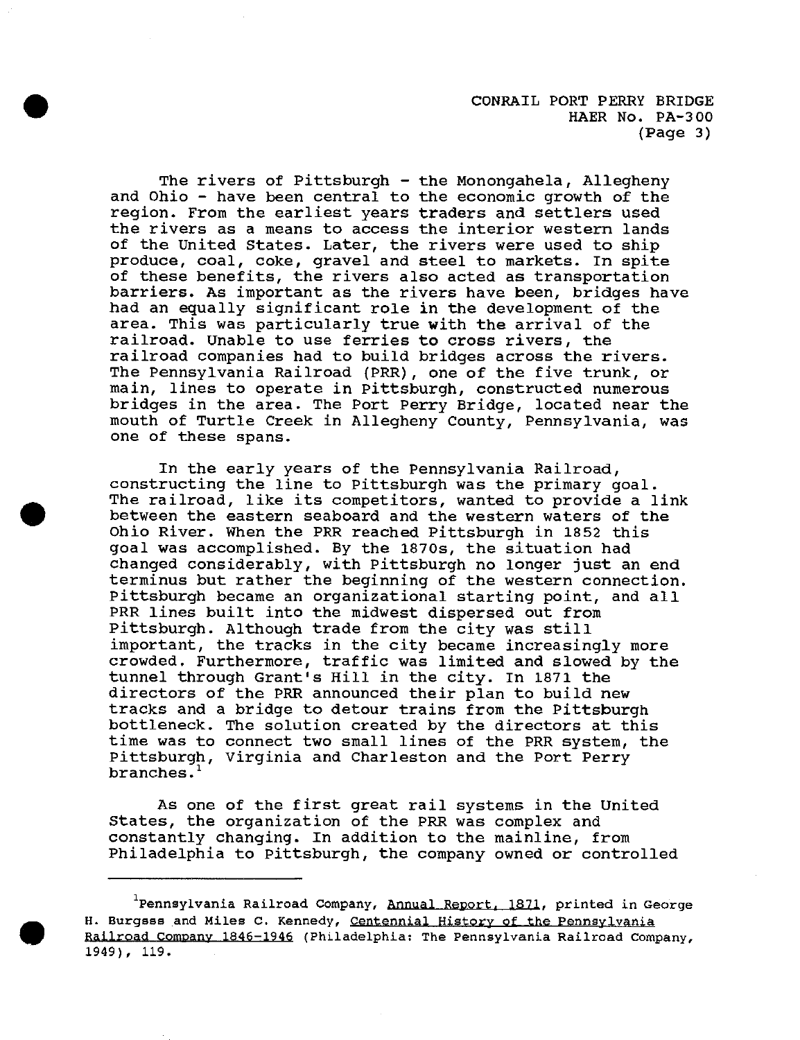The rivers of Pittsburgh - the Monongahela, Allegheny and Ohio - have been central to the economic growth of the region. From the earliest years traders and settlers used the rivers as a means to access the interior western lands of the United States. Later, the rivers were used to ship produce, coal, coke, gravel and steel to markets. In spite of these benefits, the rivers also acted as transportation barriers. As important as the rivers have been, bridges have had an equally significant role in the development of the area. This was particularly true with the arrival of the railroad. Unable to use ferries to cross rivers, the railroad companies had to build bridges across the rivers. The Pennsylvania Railroad (PRR), one of the five trunk, or main, lines to operate in Pittsburgh, constructed numerous bridges in the area. The Port Perry Bridge, located near the mouth of Turtle Creek in Allegheny County, Pennsylvania, was one of these spans.

In the early years of the Pennsylvania Railroad, constructing the line to Pittsburgh was the primary goal. The railroad, like its competitors, wanted to provide a link between the eastern seaboard and the western waters of the Ohio River. When the PRR reached Pittsburgh in 1852 this goal was accomplished. By the 1870s, the situation had changed considerably, with Pittsburgh no longer just an end terminus but rather the beginning of the western connection. Pittsburgh became an organizational starting point, and all PRR lines built into the midwest dispersed out from Pittsburgh. Although trade from the city was still important, the tracks in the city became increasingly more crowded. Furthermore, traffic was limited and slowed by the tunnel through Grant's Hill in the city. In 1871 the directors of the PRR announced their plan to build new tracks and a bridge to detour trains from the Pittsburgh bottleneck. The solution created by the directors at this time was to connect two small lines of the PRR system, the Pittsburgh, Virginia and Charleston and the Port Perry branches.[1]

As one of the first great rail systems in the United States, the organization of the PRR was complex and constantly changing. In addition to the mainline, from Philadelphia to Pittsburgh, the company owned or controlled

---

[1] Pennsylvania Railroad Company, Annual Report, 1871, printed in George H. Burgess and Miles C. Kennedy, Centennial History of the Pennsylvania Railroad Company 1846-1946 (Philadelphia: The Pennsylvania Railroad Company, 1949), 119.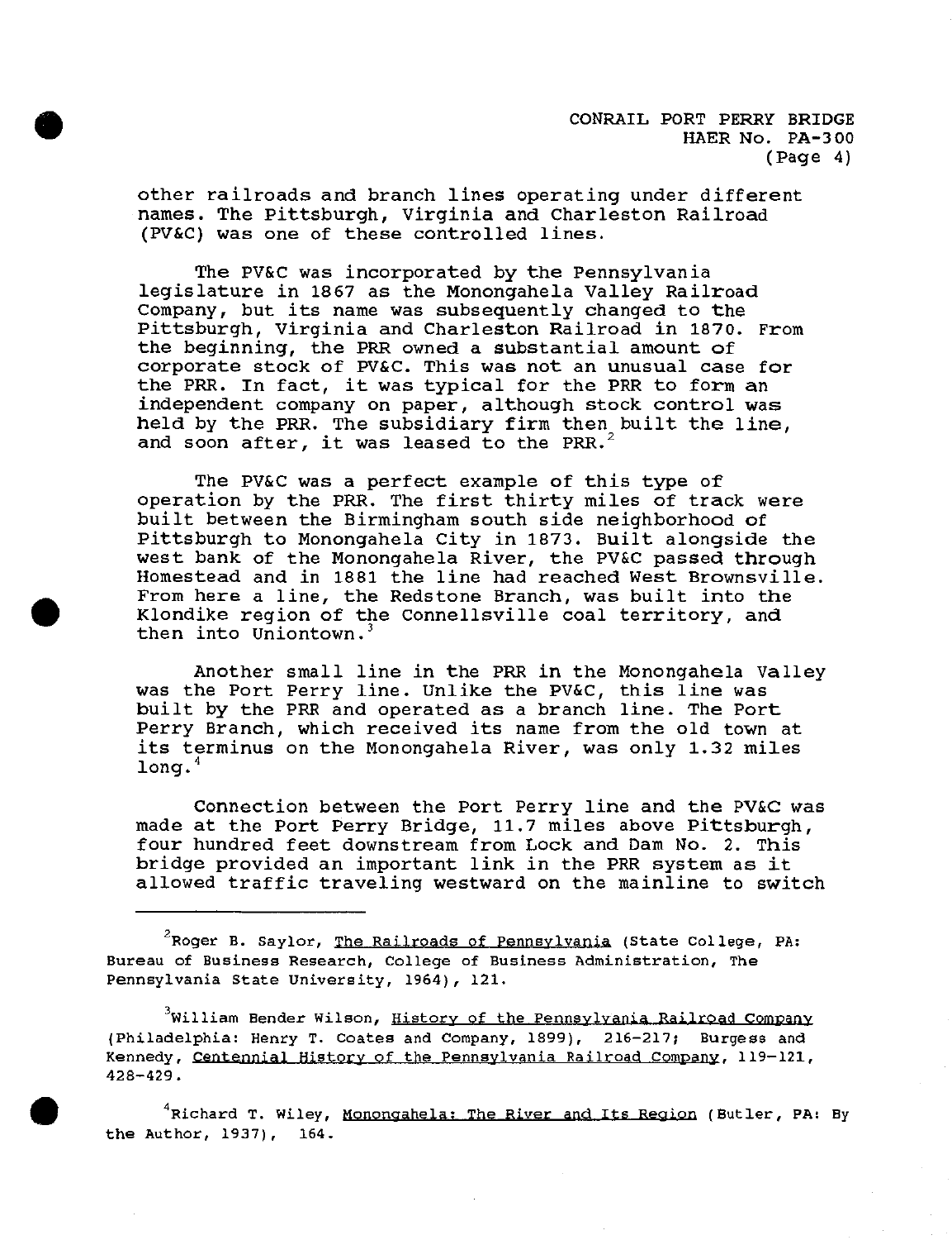other railroads and branch lines operating under different names. The Pittsburgh, Virginia and Charleston Railroad (PV&C) was one of these controlled lines.

The PV&C was incorporated by the Pennsylvania legislature in 1867 as the Monongahela Valley Railroad Company, but its name was subsequently changed to the Pittsburgh, Virginia and Charleston Railroad in 1870. From the beginning, the PRR owned a substantial amount of corporate stock of PV&C. This was not an unusual case for the PRR. In fact, it was typical for the PRR to form an independent company on paper, although stock control was held by the PRR. The subsidiary firm then built the line, and soon after, it was leased to the PRR.[2]

The PV&C was a perfect example of this type of operation by the PRR. The first thirty miles of track were built between the Birmingham south side neighborhood of Pittsburgh to Monongahela City in 1873. Built alongside the west bank of the Monongahela River, the PV&C passed through Homestead and in 1881 the line had reached West Brownsville. From here a line, the Redstone Branch, was built into the Klondike region of the Connellsville coal territory, and then into Uniontown.[3]

Another small line in the PRR in the Monongahela Valley was the Port Perry line. Unlike the PV&C, this line was built by the PRR and operated as a branch line. The Port Perry Branch, which received its name from the old town at its terminus on the Monongahela River, was only 1.32 miles long.[4]

Connection between the Port Perry line and the PV&C was made at the Port Perry Bridge, 11.7 miles above Pittsburgh, four hundred feet downstream from Lock and Dam No. 2. This bridge provided an important link in the PRR system as it allowed traffic traveling westward on the mainline to switch

---

[2] Roger B. Saylor, The Railroads of Pennsylvania (State College, PA: Bureau of Business Research, College of Business Administration, The Pennsylvania State University, 1964), 121.

[3] William Bender Wilson, History of the Pennsylvania Railroad Company (Philadelphia: Henry T. Coates and Company, 1899), 216-217; Burgess and Kennedy, Centennial History of the Pennsylvania Railroad Company, 119-121, 428-429.

[4] Richard T. Wiley, Monongahela: The River and Its Region (Butler, PA: By the Author, 1937), 164.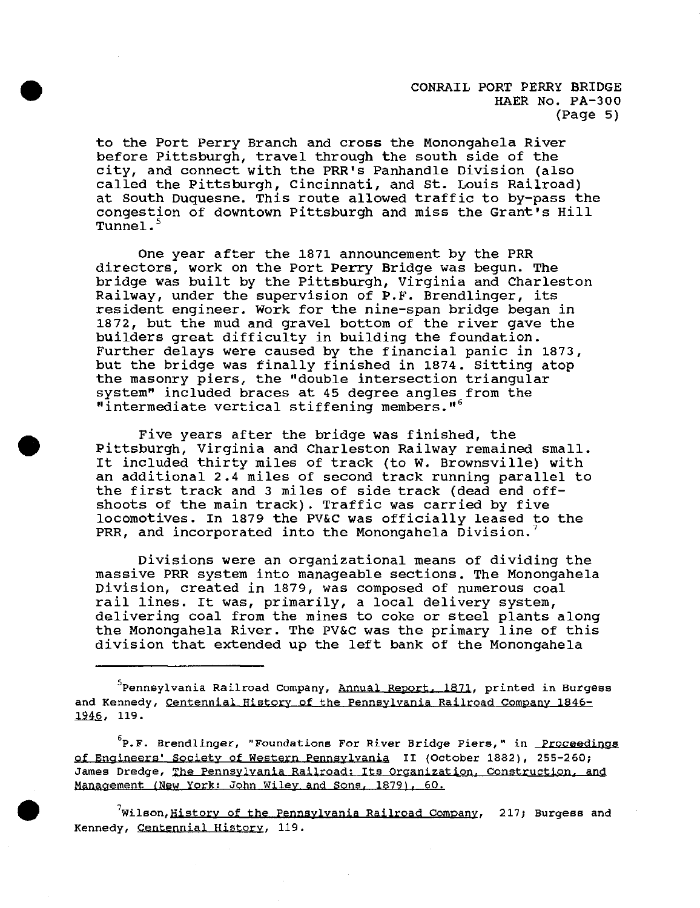to the Port Perry Branch and cross the Monongahela River before Pittsburgh, travel through the south side of the city, and connect with the PRR's Panhandle Division (also called the Pittsburgh, Cincinnati, and St. Louis Railroad) at South Duquesne. This route allowed traffic to by-pass the congestion of downtown Pittsburgh and miss the Grant's Hill Tunnel.[5]

One year after the 1871 announcement by the PRR directors, work on the Port Perry Bridge was begun. The bridge was built by the Pittsburgh, Virginia and Charleston Railway, under the supervision of P.F. Brendlinger, its resident engineer. Work for the nine-span bridge began in 1872, but the mud and gravel bottom of the river gave the builders great difficulty in building the foundation. Further delays were caused by the financial panic in 1873, but the bridge was finally finished in 1874. Sitting atop the masonry piers, the "double intersection triangular system" included braces at 45 degree angles from the "intermediate vertical stiffening members."[6]

Five years after the bridge was finished, the Pittsburgh, Virginia and Charleston Railway remained small. It included thirty miles of track (to W. Brownsville) with an additional 2.4 miles of second track running parallel to the first track and 3 miles of side track (dead end off-shoots of the main track). Traffic was carried by five locomotives. In 1879 the PV&C was officially leased to the PRR, and incorporated into the Monongahela Division.[7]

Divisions were an organizational means of dividing the massive PRR system into manageable sections. The Monongahela Division, created in 1879, was composed of numerous coal rail lines. It was, primarily, a local delivery system, delivering coal from the mines to coke or steel plants along the Monongahela River. The PV&C was the primary line of this division that extended up the left bank of the Monongahela

---

[5]Pennsylvania Railroad Company, Annual Report, 1871, printed in Burgess and Kennedy, Centennial History of the Pennsylvania Railroad Company 1846-1946, 119.

[6]P.F. Brendlinger, "Foundations For River Bridge Piers," in Proceedings of Engineers' Society of Western Pennsylvania II (October 1882), 255-260; James Dredge, The Pennsylvania Railroad: Its Organization, Construction, and Management (New York: John Wiley and Sons, 1879), 60.

[7]Wilson, History of the Pennsylvania Railroad Company, 217; Burgess and Kennedy, Centennial History, 119.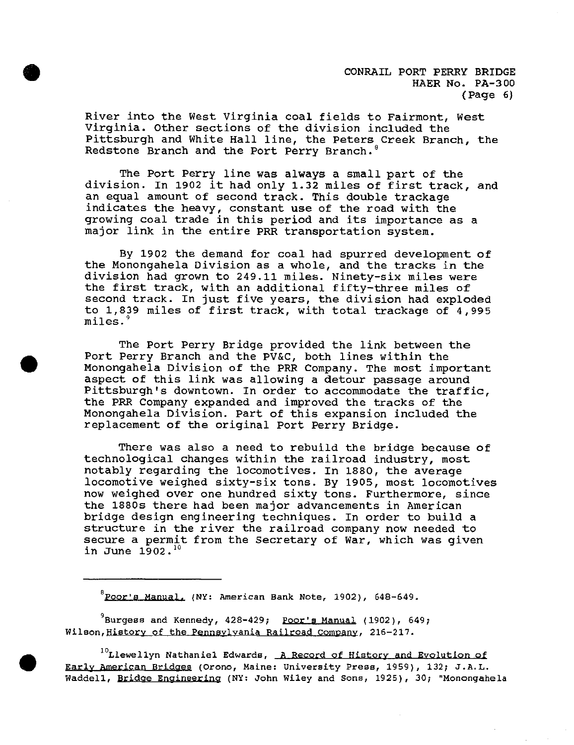River into the West Virginia coal fields to Fairmont, West Virginia. Other sections of the division included the Pittsburgh and White Hall line, the Peters Creek Branch, the Redstone Branch and the Port Perry Branch.[8]

The Port Perry line was always a small part of the division. In 1902 it had only 1.32 miles of first track, and an equal amount of second track. This double trackage indicates the heavy, constant use of the road with the growing coal trade in this period and its importance as a major link in the entire PRR transportation system.

By 1902 the demand for coal had spurred development of the Monongahela Division as a whole, and the tracks in the division had grown to 249.11 miles. Ninety-six miles were the first track, with an additional fifty-three miles of second track. In just five years, the division had exploded to 1,839 miles of first track, with total trackage of 4,995 miles.[9]

The Port Perry Bridge provided the link between the Port Perry Branch and the PV&C, both lines within the Monongahela Division of the PRR Company. The most important aspect of this link was allowing a detour passage around Pittsburgh's downtown. In order to accommodate the traffic, the PRR Company expanded and improved the tracks of the Monongahela Division. Part of this expansion included the replacement of the original Port Perry Bridge.

There was also a need to rebuild the bridge because of technological changes within the railroad industry, most notably regarding the locomotives. In 1880, the average locomotive weighed sixty-six tons. By 1905, most locomotives now weighed over one hundred sixty tons. Furthermore, since the 1880s there had been major advancements in American bridge design engineering techniques. In order to build a structure in the river the railroad company now needed to secure a permit from the Secretary of War, which was given in June 1902.[10]

---

[8] Poor's Manual, (NY: American Bank Note, 1902), 648-649.

[9] Burgess and Kennedy, 428-429; Poor's Manual (1902), 649; Wilson, History of the Pennsylvania Railroad Company, 216-217.

[10] Llewellyn Nathaniel Edwards, A Record of History and Evolution of Early American Bridges (Orono, Maine: University Press, 1959), 132; J.A.L. Waddell, Bridge Engineering (NY: John Wiley and Sons, 1925), 30; "Monongahela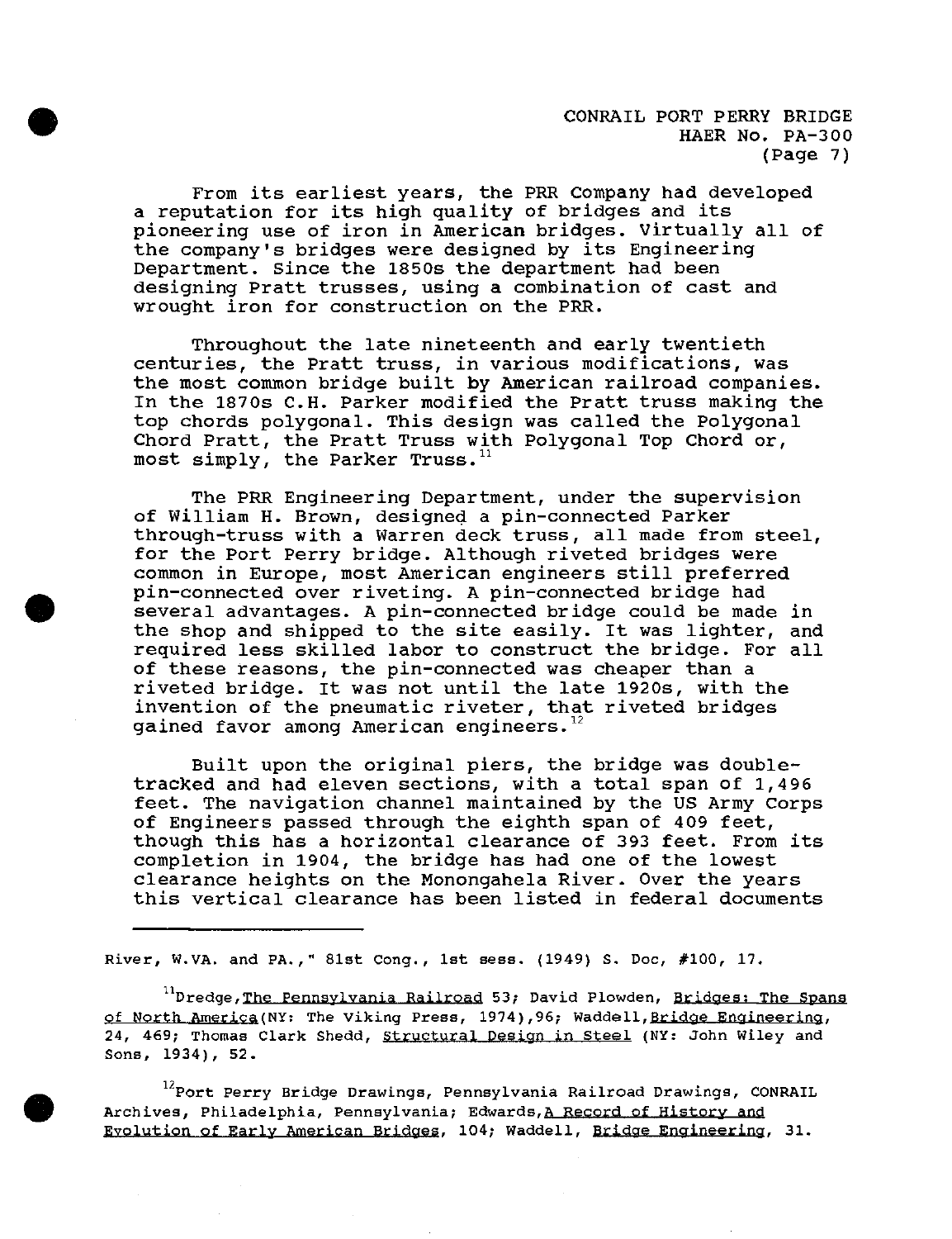From its earliest years, the PRR Company had developed a reputation for its high quality of bridges and its pioneering use of iron in American bridges. Virtually all of the company's bridges were designed by its Engineering Department. Since the 1850s the department had been designing Pratt trusses, using a combination of cast and wrought iron for construction on the PRR.

Throughout the late nineteenth and early twentieth centuries, the Pratt truss, in various modifications, was the most common bridge built by American railroad companies. In the 1870s C.H. Parker modified the Pratt truss making the top chords polygonal. This design was called the Polygonal Chord Pratt, the Pratt Truss with Polygonal Top Chord or, most simply, the Parker Truss.[11]

The PRR Engineering Department, under the supervision of William H. Brown, designed a pin-connected Parker through-truss with a Warren deck truss, all made from steel, for the Port Perry bridge. Although riveted bridges were common in Europe, most American engineers still preferred pin-connected over riveting. A pin-connected bridge had several advantages. A pin-connected bridge could be made in the shop and shipped to the site easily. It was lighter, and required less skilled labor to construct the bridge. For all of these reasons, the pin-connected was cheaper than a riveted bridge. It was not until the late 1920s, with the invention of the pneumatic riveter, that riveted bridges gained favor among American engineers.[12]

Built upon the original piers, the bridge was double-tracked and had eleven sections, with a total span of 1,496 feet. The navigation channel maintained by the US Army Corps of Engineers passed through the eighth span of 409 feet, though this has a horizontal clearance of 393 feet. From its completion in 1904, the bridge has had one of the lowest clearance heights on the Monongahela River. Over the years this vertical clearance has been listed in federal documents

---

River, W.VA. and PA.," 81st Cong., 1st sess. (1949) S. Doc, #100, 17.

[11] Dredge, The Pennsylvania Railroad 53; David Plowden, Bridges: The Spans of North America (NY: The Viking Press, 1974), 96; Waddell, Bridge Engineering, 24, 469; Thomas Clark Shedd, Structural Design in Steel (NY: John Wiley and Sons, 1934), 52.

[12] Port Perry Bridge Drawings, Pennsylvania Railroad Drawings, CONRAIL Archives, Philadelphia, Pennsylvania; Edwards, A Record of History and Evolution of Early American Bridges, 104; Waddell, Bridge Engineering, 31.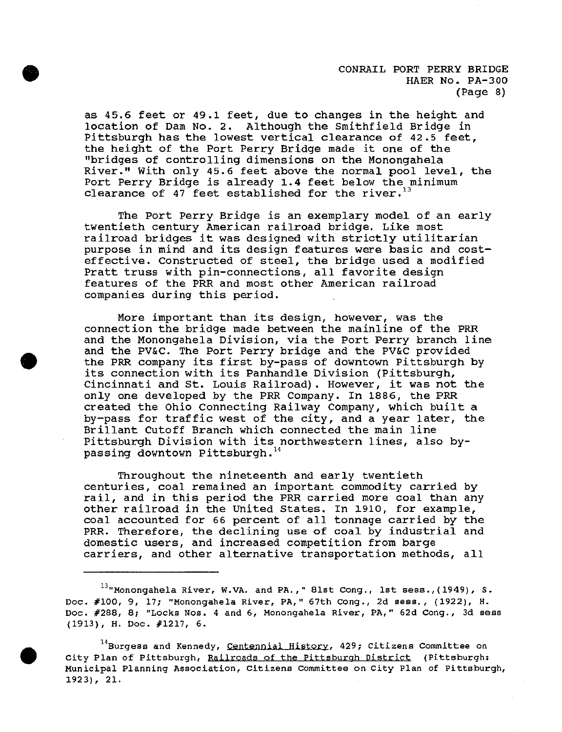as 45.6 feet or 49.1 feet, due to changes in the height and location of Dam No. 2. Although the Smithfield Bridge in Pittsburgh has the lowest vertical clearance of 42.5 feet, the height of the Port Perry Bridge made it one of the "bridges of controlling dimensions on the Monongahela River." With only 45.6 feet above the normal pool level, the Port Perry Bridge is already 1.4 feet below the minimum clearance of 47 feet established for the river.[13]

The Port Perry Bridge is an exemplary model of an early twentieth century American railroad bridge. Like most railroad bridges it was designed with strictly utilitarian purpose in mind and its design features were basic and cost-effective. Constructed of steel, the bridge used a modified Pratt truss with pin-connections, all favorite design features of the PRR and most other American railroad companies during this period.

More important than its design, however, was the connection the bridge made between the mainline of the PRR and the Monongahela Division, via the Port Perry branch line and the PV&C. The Port Perry bridge and the PV&C provided the PRR company its first by-pass of downtown Pittsburgh by its connection with its Panhandle Division (Pittsburgh, Cincinnati and St. Louis Railroad). However, it was not the only one developed by the PRR Company. In 1886, the PRR created the Ohio Connecting Railway Company, which built a by-pass for traffic west of the city, and a year later, the Brillant Cutoff Branch which connected the main line Pittsburgh Division with its northwestern lines, also by-passing downtown Pittsburgh.[14]

Throughout the nineteenth and early twentieth centuries, coal remained an important commodity carried by rail, and in this period the PRR carried more coal than any other railroad in the United States. In 1910, for example, coal accounted for 66 percent of all tonnage carried by the PRR. Therefore, the declining use of coal by industrial and domestic users, and increased competition from barge carriers, and other alternative transportation methods, all

---

[13] "Monongahela River, W.VA. and PA.," 81st Cong., 1st sess.,(1949), S. Doc. #100, 9, 17; "Monongahela River, PA," 67th Cong., 2d sess., (1922), H. Doc. #288, 8; "Locks Nos. 4 and 6, Monongahela River, PA," 62d Cong., 3d sess (1913), H. Doc. #1217, 6.

[14] Burgess and Kennedy, Centennial History, 429; Citizens Committee on City Plan of Pittsburgh, Railroads of the Pittsburgh District (Pittsburgh: Municipal Planning Association, Citizens Committee on City Plan of Pittsburgh, 1923), 21.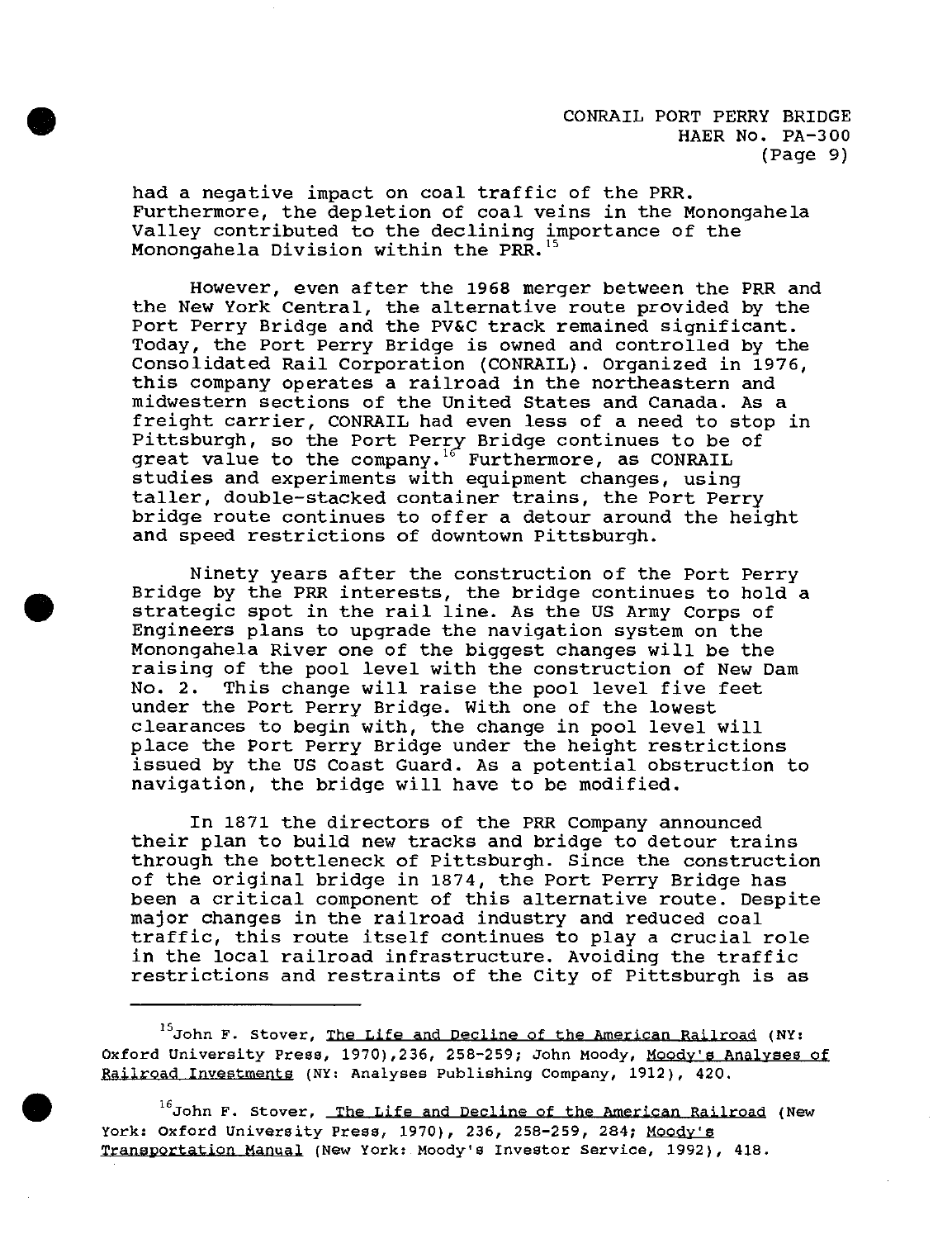had a negative impact on coal traffic of the PRR. Furthermore, the depletion of coal veins in the Monongahela Valley contributed to the declining importance of the Monongahela Division within the PRR.[15]

However, even after the 1968 merger between the PRR and the New York Central, the alternative route provided by the Port Perry Bridge and the PV&C track remained significant. Today, the Port Perry Bridge is owned and controlled by the Consolidated Rail Corporation (CONRAIL). Organized in 1976, this company operates a railroad in the northeastern and midwestern sections of the United States and Canada. As a freight carrier, CONRAIL had even less of a need to stop in Pittsburgh, so the Port Perry Bridge continues to be of great value to the company.[16] Furthermore, as CONRAIL studies and experiments with equipment changes, using taller, double-stacked container trains, the Port Perry bridge route continues to offer a detour around the height and speed restrictions of downtown Pittsburgh.

Ninety years after the construction of the Port Perry Bridge by the PRR interests, the bridge continues to hold a strategic spot in the rail line. As the US Army Corps of Engineers plans to upgrade the navigation system on the Monongahela River one of the biggest changes will be the raising of the pool level with the construction of New Dam No. 2. This change will raise the pool level five feet under the Port Perry Bridge. With one of the lowest clearances to begin with, the change in pool level will place the Port Perry Bridge under the height restrictions issued by the US Coast Guard. As a potential obstruction to navigation, the bridge will have to be modified.

In 1871 the directors of the PRR Company announced their plan to build new tracks and bridge to detour trains through the bottleneck of Pittsburgh. Since the construction of the original bridge in 1874, the Port Perry Bridge has been a critical component of this alternative route. Despite major changes in the railroad industry and reduced coal traffic, this route itself continues to play a crucial role in the local railroad infrastructure. Avoiding the traffic restrictions and restraints of the City of Pittsburgh is as

---

[15] John F. Stover, The Life and Decline of the American Railroad (NY: Oxford University Press, 1970), 236, 258-259; John Moody, Moody's Analyses of Railroad Investments (NY: Analyses Publishing Company, 1912), 420.

[16] John F. Stover, The Life and Decline of the American Railroad (New York: Oxford University Press, 1970), 236, 258-259, 284; Moody's Transportation Manual (New York: Moody's Investor Service, 1992), 418.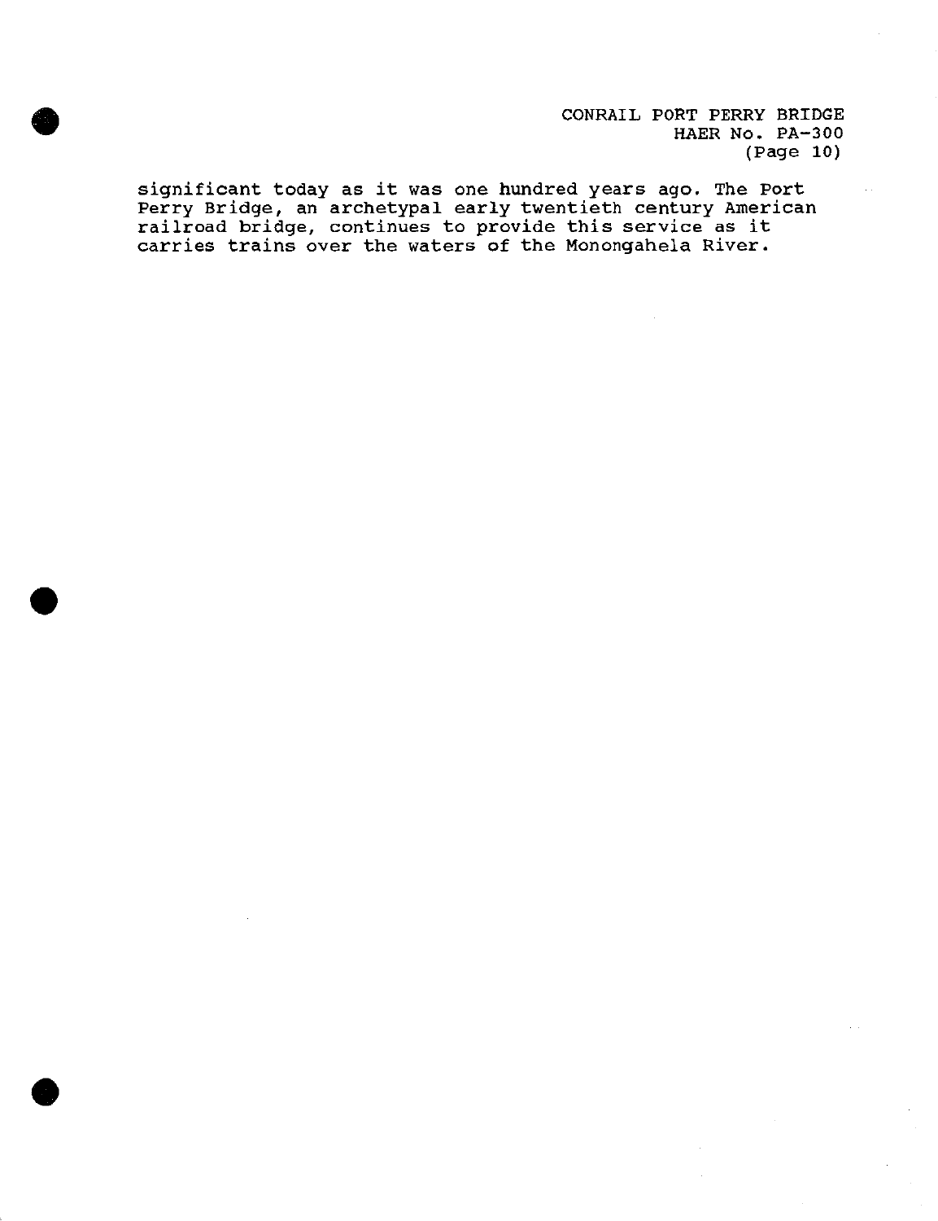significant today as it was one hundred years ago. The Port Perry Bridge, an archetypal early twentieth century American railroad bridge, continues to provide this service as it carries trains over the waters of the Monongahela River.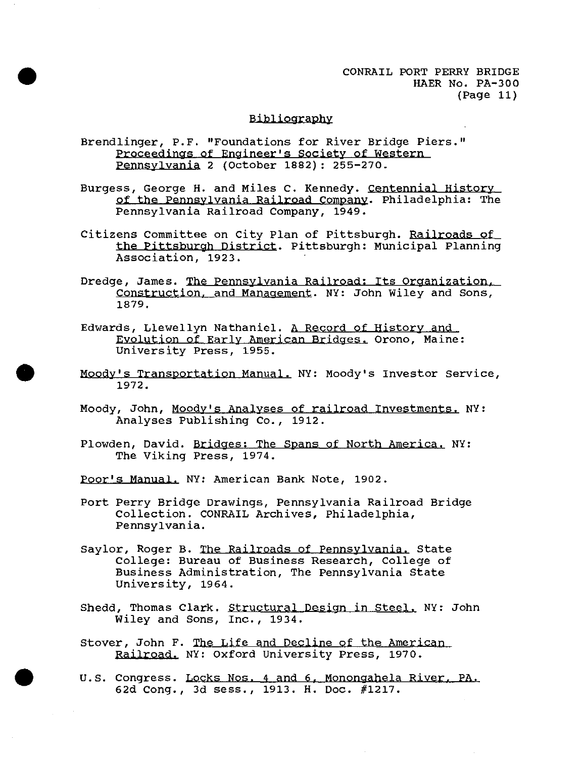## Bibliography

Brendlinger, P.F. "Foundations for River Bridge Piers." Proceedings of Engineer's Society of Western Pennsylvania 2 (October 1882): 255-270.

Burgess, George H. and Miles C. Kennedy. Centennial History of the Pennsylvania Railroad Company. Philadelphia: The Pennsylvania Railroad Company, 1949.

Citizens Committee on City Plan of Pittsburgh. Railroads of the Pittsburgh District. Pittsburgh: Municipal Planning Association, 1923.

Dredge, James. The Pennsylvania Railroad: Its Organization, Construction, and Management. NY: John Wiley and Sons, 1879.

Edwards, Llewellyn Nathaniel. A Record of History and Evolution of Early American Bridges. Orono, Maine: University Press, 1955.

Moody's Transportation Manual. NY: Moody's Investor Service, 1972.

Moody, John, Moody's Analyses of railroad Investments. NY: Analyses Publishing Co., 1912.

Plowden, David. Bridges: The Spans of North America. NY: The Viking Press, 1974.

Poor's Manual. NY: American Bank Note, 1902.

Port Perry Bridge Drawings, Pennsylvania Railroad Bridge Collection. CONRAIL Archives, Philadelphia, Pennsylvania.

Saylor, Roger B. The Railroads of Pennsylvania. State College: Bureau of Business Research, College of Business Administration, The Pennsylvania State University, 1964.

Shedd, Thomas Clark. Structural Design in Steel. NY: John Wiley and Sons, Inc., 1934.

Stover, John F. The Life and Decline of the American Railroad. NY: Oxford University Press, 1970.

U.S. Congress. Locks Nos. 4 and 6, Monongahela River, PA. 62d Cong., 3d sess., 1913. H. Doc. #1217.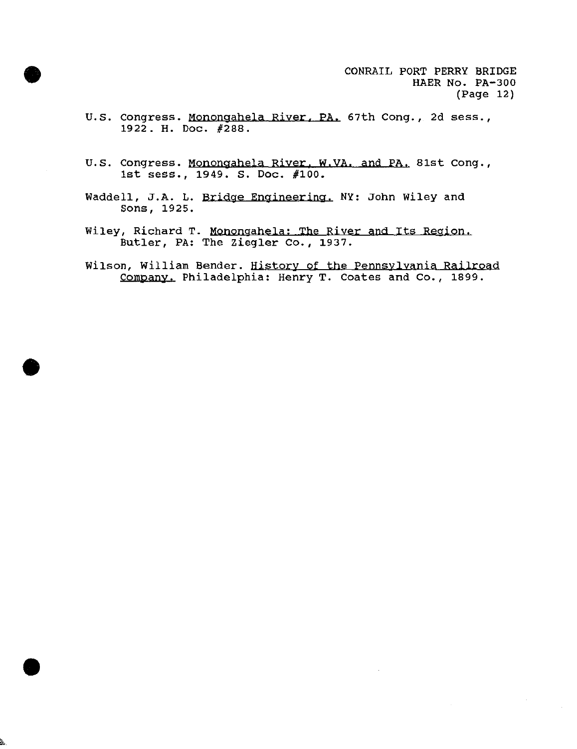U.S. Congress. Monongahela River, PA. 67th Cong., 2d sess., 1922. H. Doc. #288.

U.S. Congress. Monongahela River, W.VA. and PA. 81st Cong., 1st sess., 1949. S. Doc. #100.

Waddell, J.A. L. Bridge Engineering. NY: John Wiley and Sons, 1925.

Wiley, Richard T. Monongahela: The River and Its Region. Butler, PA: The Ziegler Co., 1937.

Wilson, William Bender. History of the Pennsylvania Railroad Company. Philadelphia: Henry T. Coates and Co., 1899.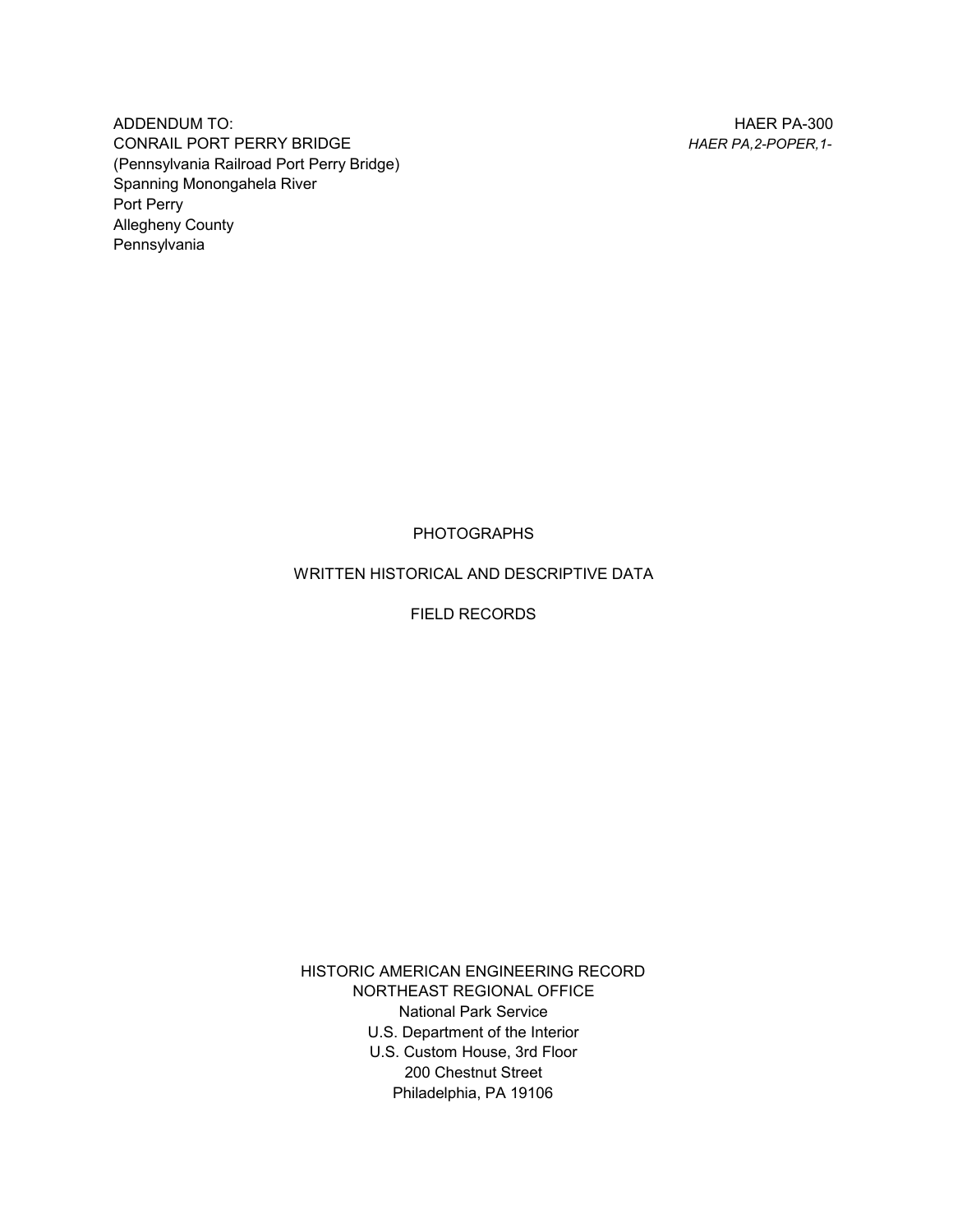ADDENDUM TO:
CONRAIL PORT PERRY BRIDGE
(Pennsylvania Railroad Port Perry Bridge)
Spanning Monongahela River
Port Perry
Allegheny County
Pennsylvania

HAER PA-300
*HAER PA,2-POPER,1-*

PHOTOGRAPHS

WRITTEN HISTORICAL AND DESCRIPTIVE DATA

FIELD RECORDS

HISTORIC AMERICAN ENGINEERING RECORD
NORTHEAST REGIONAL OFFICE
National Park Service
U.S. Department of the Interior
U.S. Custom House, 3rd Floor
200 Chestnut Street
Philadelphia, PA 19106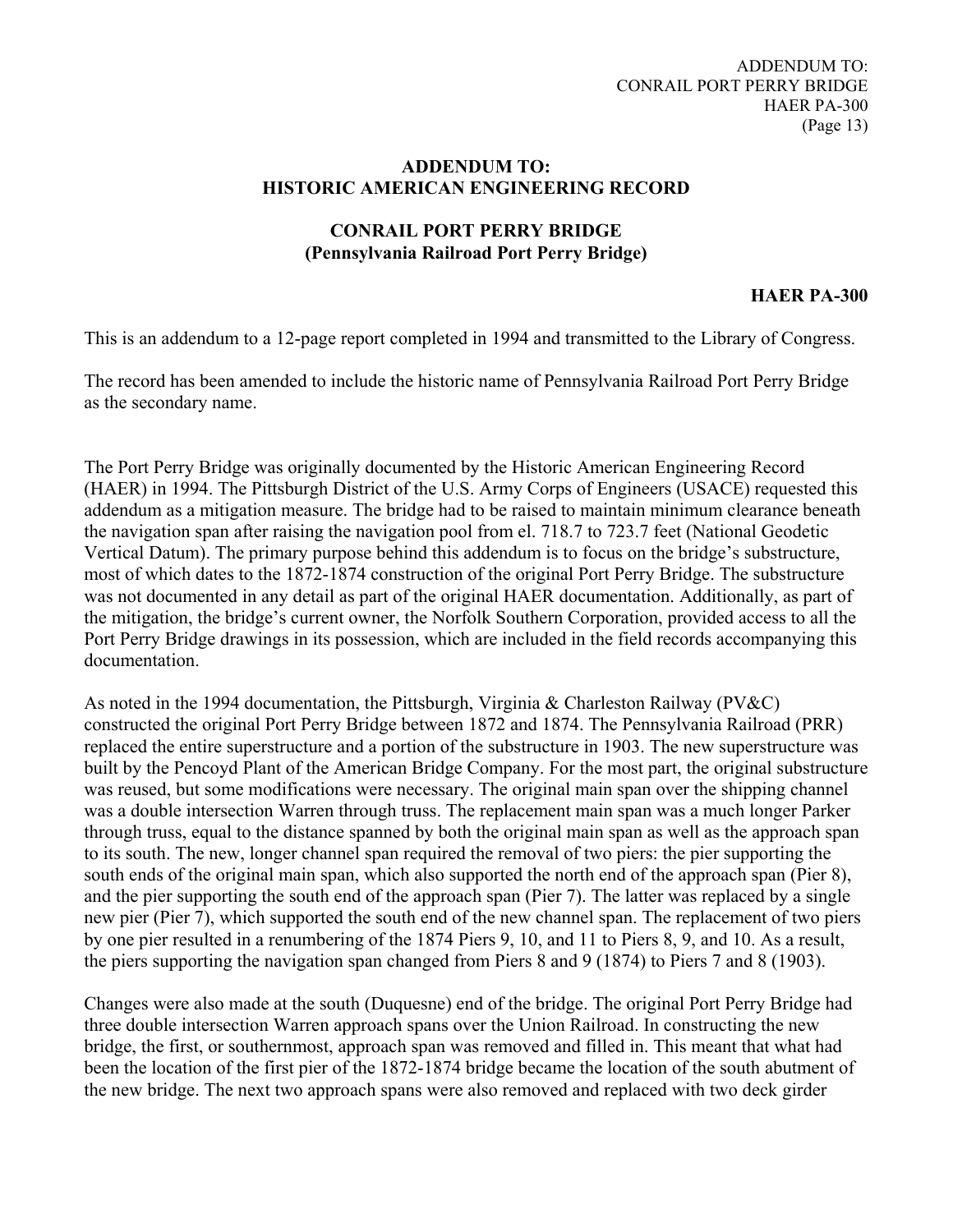## ADDENDUM TO: HISTORIC AMERICAN ENGINEERING RECORD

## CONRAIL PORT PERRY BRIDGE (Pennsylvania Railroad Port Perry Bridge)

**HAER PA-300**

This is an addendum to a 12-page report completed in 1994 and transmitted to the Library of Congress.

The record has been amended to include the historic name of Pennsylvania Railroad Port Perry Bridge as the secondary name.

The Port Perry Bridge was originally documented by the Historic American Engineering Record (HAER) in 1994. The Pittsburgh District of the U.S. Army Corps of Engineers (USACE) requested this addendum as a mitigation measure. The bridge had to be raised to maintain minimum clearance beneath the navigation span after raising the navigation pool from el. 718.7 to 723.7 feet (National Geodetic Vertical Datum). The primary purpose behind this addendum is to focus on the bridge's substructure, most of which dates to the 1872-1874 construction of the original Port Perry Bridge. The substructure was not documented in any detail as part of the original HAER documentation. Additionally, as part of the mitigation, the bridge's current owner, the Norfolk Southern Corporation, provided access to all the Port Perry Bridge drawings in its possession, which are included in the field records accompanying this documentation.

As noted in the 1994 documentation, the Pittsburgh, Virginia & Charleston Railway (PV&C) constructed the original Port Perry Bridge between 1872 and 1874. The Pennsylvania Railroad (PRR) replaced the entire superstructure and a portion of the substructure in 1903. The new superstructure was built by the Pencoyd Plant of the American Bridge Company. For the most part, the original substructure was reused, but some modifications were necessary. The original main span over the shipping channel was a double intersection Warren through truss. The replacement main span was a much longer Parker through truss, equal to the distance spanned by both the original main span as well as the approach span to its south. The new, longer channel span required the removal of two piers: the pier supporting the south ends of the original main span, which also supported the north end of the approach span (Pier 8), and the pier supporting the south end of the approach span (Pier 7). The latter was replaced by a single new pier (Pier 7), which supported the south end of the new channel span. The replacement of two piers by one pier resulted in a renumbering of the 1874 Piers 9, 10, and 11 to Piers 8, 9, and 10. As a result, the piers supporting the navigation span changed from Piers 8 and 9 (1874) to Piers 7 and 8 (1903).

Changes were also made at the south (Duquesne) end of the bridge. The original Port Perry Bridge had three double intersection Warren approach spans over the Union Railroad. In constructing the new bridge, the first, or southernmost, approach span was removed and filled in. This meant that what had been the location of the first pier of the 1872-1874 bridge became the location of the south abutment of the new bridge. The next two approach spans were also removed and replaced with two deck girder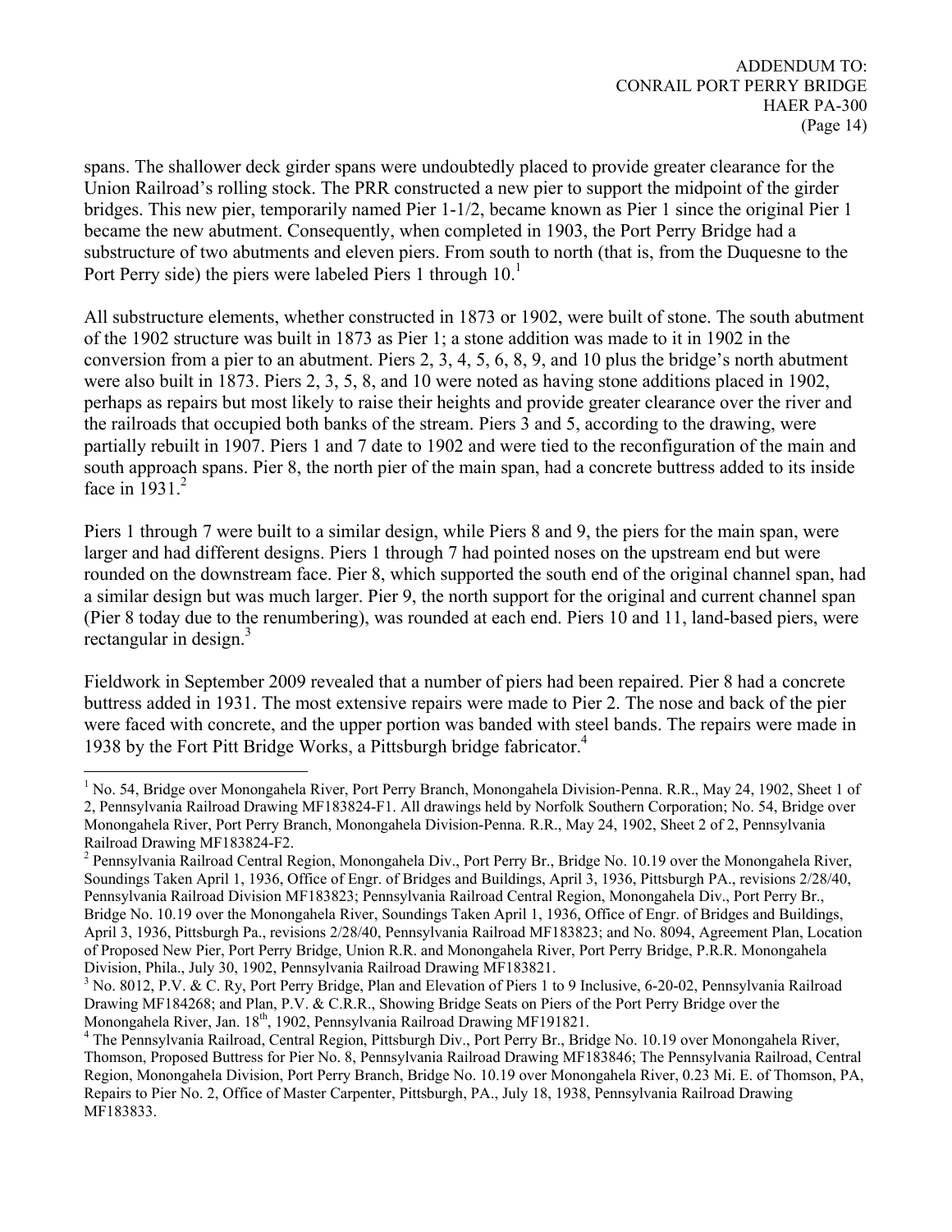spans. The shallower deck girder spans were undoubtedly placed to provide greater clearance for the Union Railroad's rolling stock. The PRR constructed a new pier to support the midpoint of the girder bridges. This new pier, temporarily named Pier 1-1/2, became known as Pier 1 since the original Pier 1 became the new abutment. Consequently, when completed in 1903, the Port Perry Bridge had a substructure of two abutments and eleven piers. From south to north (that is, from the Duquesne to the Port Perry side) the piers were labeled Piers 1 through 10.[1]

All substructure elements, whether constructed in 1873 or 1902, were built of stone. The south abutment of the 1902 structure was built in 1873 as Pier 1; a stone addition was made to it in 1902 in the conversion from a pier to an abutment. Piers 2, 3, 4, 5, 6, 8, 9, and 10 plus the bridge's north abutment were also built in 1873. Piers 2, 3, 5, 8, and 10 were noted as having stone additions placed in 1902, perhaps as repairs but most likely to raise their heights and provide greater clearance over the river and the railroads that occupied both banks of the stream. Piers 3 and 5, according to the drawing, were partially rebuilt in 1907. Piers 1 and 7 date to 1902 and were tied to the reconfiguration of the main and south approach spans. Pier 8, the north pier of the main span, had a concrete buttress added to its inside face in 1931.[2]

Piers 1 through 7 were built to a similar design, while Piers 8 and 9, the piers for the main span, were larger and had different designs. Piers 1 through 7 had pointed noses on the upstream end but were rounded on the downstream face. Pier 8, which supported the south end of the original channel span, had a similar design but was much larger. Pier 9, the north support for the original and current channel span (Pier 8 today due to the renumbering), was rounded at each end. Piers 10 and 11, land-based piers, were rectangular in design.[3]

Fieldwork in September 2009 revealed that a number of piers had been repaired. Pier 8 had a concrete buttress added in 1931. The most extensive repairs were made to Pier 2. The nose and back of the pier were faced with concrete, and the upper portion was banded with steel bands. The repairs were made in 1938 by the Fort Pitt Bridge Works, a Pittsburgh bridge fabricator.[4]

---

[1] No. 54, Bridge over Monongahela River, Port Perry Branch, Monongahela Division-Penna. R.R., May 24, 1902, Sheet 1 of 2, Pennsylvania Railroad Drawing MF183824-F1. All drawings held by Norfolk Southern Corporation; No. 54, Bridge over Monongahela River, Port Perry Branch, Monongahela Division-Penna. R.R., May 24, 1902, Sheet 2 of 2, Pennsylvania Railroad Drawing MF183824-F2.

[2] Pennsylvania Railroad Central Region, Monongahela Div., Port Perry Br., Bridge No. 10.19 over the Monongahela River, Soundings Taken April 1, 1936, Office of Engr. of Bridges and Buildings, April 3, 1936, Pittsburgh PA., revisions 2/28/40, Pennsylvania Railroad Division MF183823; Pennsylvania Railroad Central Region, Monongahela Div., Port Perry Br., Bridge No. 10.19 over the Monongahela River, Soundings Taken April 1, 1936, Office of Engr. of Bridges and Buildings, April 3, 1936, Pittsburgh Pa., revisions 2/28/40, Pennsylvania Railroad MF183823; and No. 8094, Agreement Plan, Location of Proposed New Pier, Port Perry Bridge, Union R.R. and Monongahela River, Port Perry Bridge, P.R.R. Monongahela Division, Phila., July 30, 1902, Pennsylvania Railroad Drawing MF183821.

[3] No. 8012, P.V. & C. Ry, Port Perry Bridge, Plan and Elevation of Piers 1 to 9 Inclusive, 6-20-02, Pennsylvania Railroad Drawing MF184268; and Plan, P.V. & C.R.R., Showing Bridge Seats on Piers of the Port Perry Bridge over the Monongahela River, Jan. 18th, 1902, Pennsylvania Railroad Drawing MF191821.

[4] The Pennsylvania Railroad, Central Region, Pittsburgh Div., Port Perry Br., Bridge No. 10.19 over Monongahela River, Thomson, Proposed Buttress for Pier No. 8, Pennsylvania Railroad Drawing MF183846; The Pennsylvania Railroad, Central Region, Monongahela Division, Port Perry Branch, Bridge No. 10.19 over Monongahela River, 0.23 Mi. E. of Thomson, PA, Repairs to Pier No. 2, Office of Master Carpenter, Pittsburgh, PA., July 18, 1938, Pennsylvania Railroad Drawing MF183833.